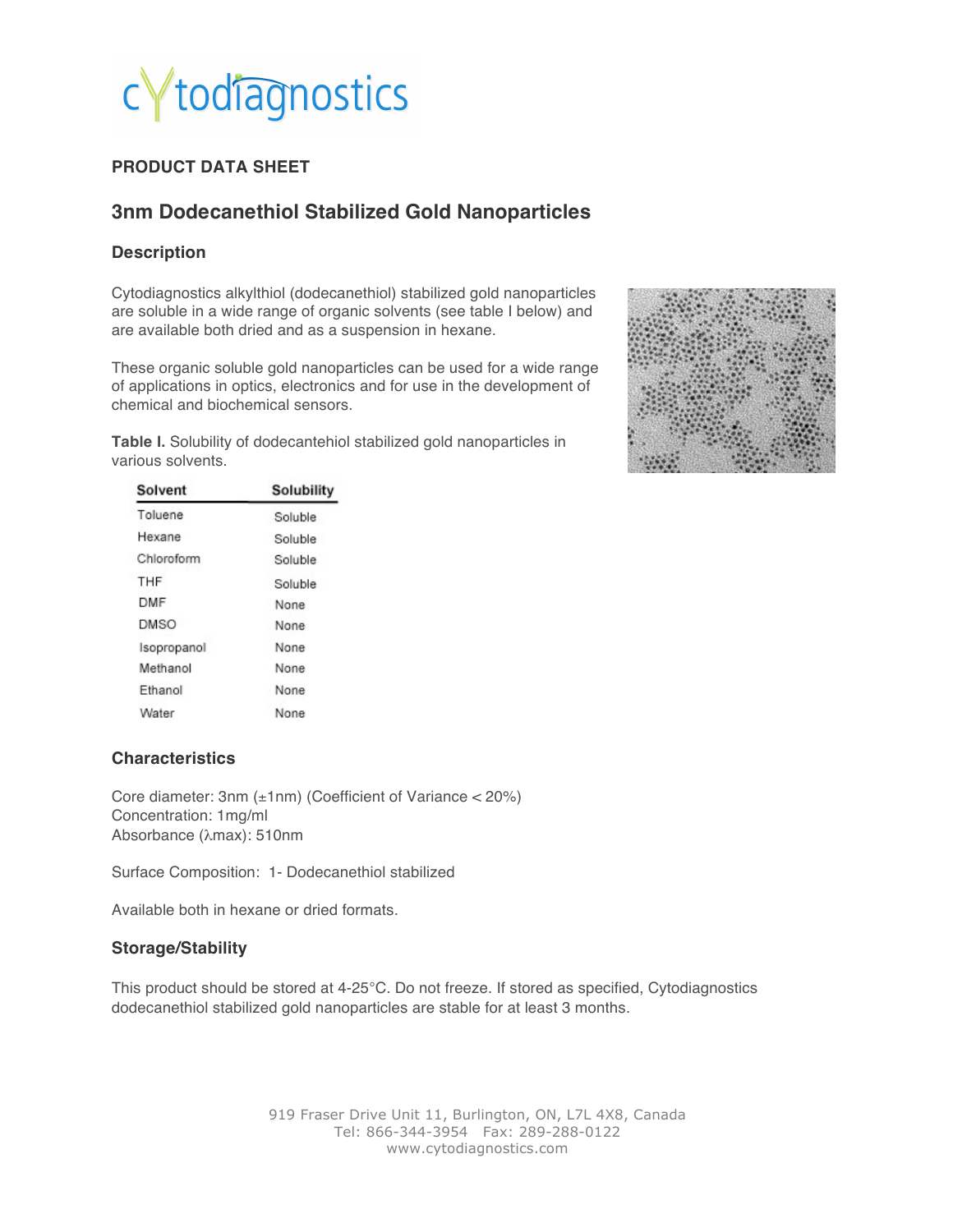## PRODUCT DATA SHEET

# 3nm Dodecanethiol Stabilized Gold Nanoparticles

### Description

Cytodiagnostics alkylthiol (dodecanethiol) stabilized gold nanoparticles are soluble in a wide range of organic solvents (see table I below) and are available both dried and as a suspension in hexane.

These organic soluble gold nanoparticles can be used for a wide range of applications in optics, electronics and for use in the development of chemical and biochemical sensors.

**Table I.** Solubility of dodecantehiol stabilized gold nanoparticles in various solvents.

| Solvent | Solubility |
|---|---|
| Toluene | Soluble |
| Hexane | Soluble |
| Chloroform | Soluble |
| THF | Soluble |
| DMF | None |
| DMSO | None |
| Isopropanol | None |
| Methanol | None |
| Ethanol | None |
| Water | None |

### Characteristics

Core diameter: 3nm (±1nm) (Coefficient of Variance < 20%)
Concentration: 1mg/ml
Absorbance (λmax): 510nm

Surface Composition: 1- Dodecanethiol stabilized

Available both in hexane or dried formats.

### Storage/Stability

This product should be stored at 4-25°C. Do not freeze. If stored as specified, Cytodiagnostics dodecanethiol stabilized gold nanoparticles are stable for at least 3 months.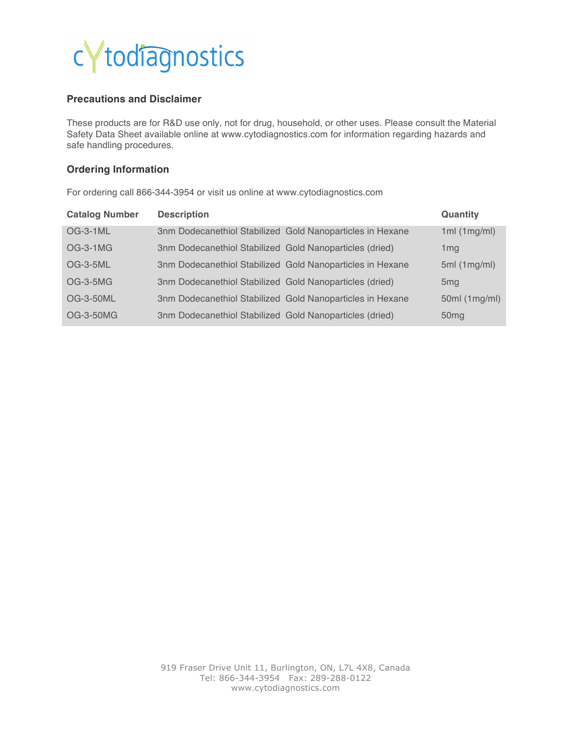## Precautions and Disclaimer

These products are for R&D use only, not for drug, household, or other uses. Please consult the Material Safety Data Sheet available online at www.cytodiagnostics.com for information regarding hazards and safe handling procedures.

## Ordering Information

For ordering call 866-344-3954 or visit us online at www.cytodiagnostics.com

| Catalog Number | Description | Quantity |
|---|---|---|
| OG-3-1ML | 3nm Dodecanethiol Stabilized Gold Nanoparticles in Hexane | 1ml (1mg/ml) |
| OG-3-1MG | 3nm Dodecanethiol Stabilized Gold Nanoparticles (dried) | 1mg |
| OG-3-5ML | 3nm Dodecanethiol Stabilized Gold Nanoparticles in Hexane | 5ml (1mg/ml) |
| OG-3-5MG | 3nm Dodecanethiol Stabilized Gold Nanoparticles (dried) | 5mg |
| OG-3-50ML | 3nm Dodecanethiol Stabilized Gold Nanoparticles in Hexane | 50ml (1mg/ml) |
| OG-3-50MG | 3nm Dodecanethiol Stabilized Gold Nanoparticles (dried) | 50mg |

919 Fraser Drive Unit 11, Burlington, ON, L7L 4X8, Canada
Tel: 866-344-3954 Fax: 289-288-0122
www.cytodiagnostics.com